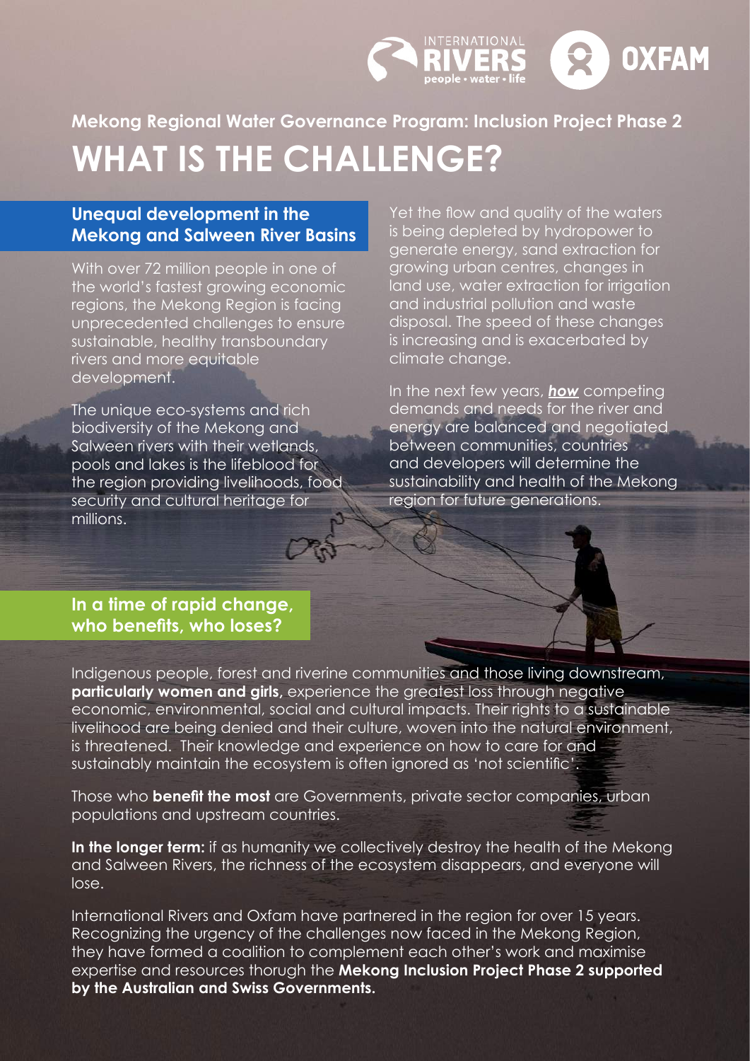Mekong Regional Water Governance Program: Inclusion Project Phase 2

# WHAT IS THE CHALLENGE?

## Unequal development in the Mekong and Salween River Basins

With over 72 million people in one of the world's fastest growing economic regions, the Mekong Region is facing unprecedented challenges to ensure sustainable, healthy transboundary rivers and more equitable development.

The unique eco-systems and rich biodiversity of the Mekong and Salween rivers with their wetlands, pools and lakes is the lifeblood for the region providing livelihoods, food security and cultural heritage for millions.

Yet the flow and quality of the waters is being depleted by hydropower to generate energy, sand extraction for growing urban centres, changes in land use, water extraction for irrigation and industrial pollution and waste disposal. The speed of these changes is increasing and is exacerbated by climate change.

In the next few years, ***how*** competing demands and needs for the river and energy are balanced and negotiated between communities, countries and developers will determine the sustainability and health of the Mekong region for future generations.

## In a time of rapid change, who benefits, who loses?

Indigenous people, forest and riverine communities and those living downstream, **particularly women and girls,** experience the greatest loss through negative economic, environmental, social and cultural impacts. Their rights to a sustainable livelihood are being denied and their culture, woven into the natural environment, is threatened. Their knowledge and experience on how to care for and sustainably maintain the ecosystem is often ignored as 'not scientific'.

Those who **benefit the most** are Governments, private sector companies, urban populations and upstream countries.

**In the longer term:** if as humanity we collectively destroy the health of the Mekong and Salween Rivers, the richness of the ecosystem disappears, and everyone will lose.

International Rivers and Oxfam have partnered in the region for over 15 years. Recognizing the urgency of the challenges now faced in the Mekong Region, they have formed a coalition to complement each other's work and maximise expertise and resources thorugh the **Mekong Inclusion Project Phase 2 supported by the Australian and Swiss Governments.**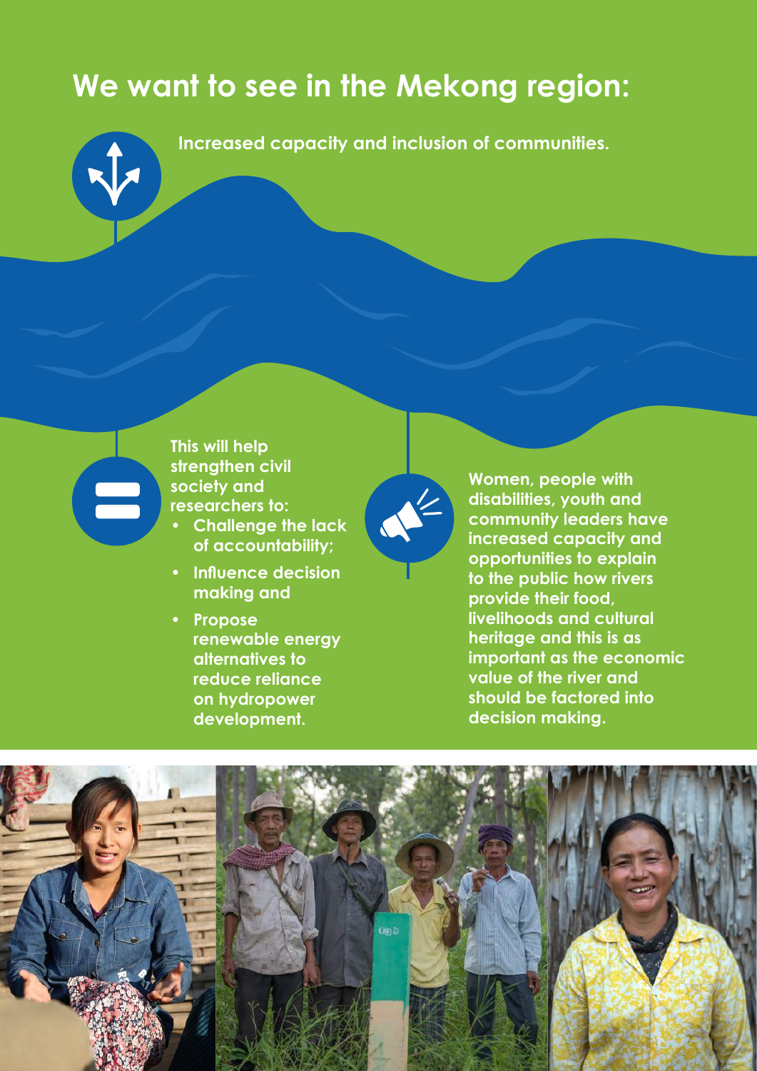# We want to see in the Mekong region:

Increased capacity and inclusion of communities.

This will help strengthen civil society and researchers to:

- Challenge the lack of accountability;
- Influence decision making and
- Propose renewable energy alternatives to reduce reliance on hydropower development.

Women, people with disabilities, youth and community leaders have increased capacity and opportunities to explain to the public how rivers provide their food, livelihoods and cultural heritage and this is as important as the economic value of the river and should be factored into decision making.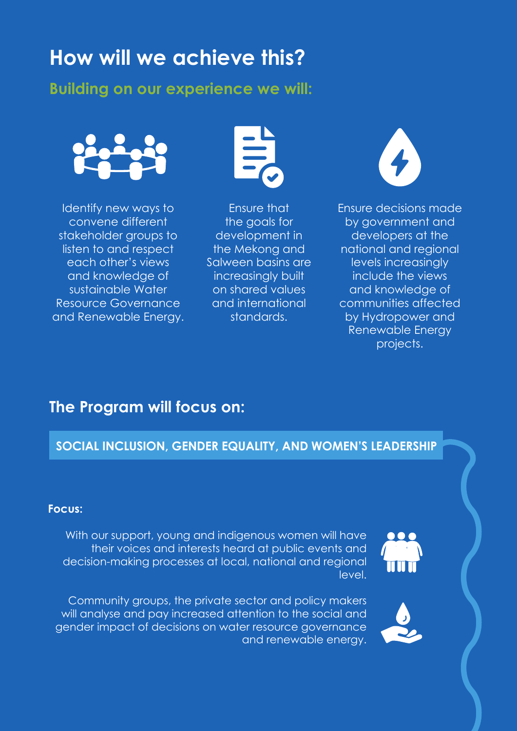# How will we achieve this?

## Building on our experience we will:

- Identify new ways to convene different stakeholder groups to listen to and respect each other's views and knowledge of sustainable Water Resource Governance and Renewable Energy.
- Ensure that the goals for development in the Mekong and Salween basins are increasingly built on shared values and international standards.
- Ensure decisions made by government and developers at the national and regional levels increasingly include the views and knowledge of communities affected by Hydropower and Renewable Energy projects.

## The Program will focus on:

### SOCIAL INCLUSION, GENDER EQUALITY, AND WOMEN'S LEADERSHIP

**Focus:**

With our support, young and indigenous women will have their voices and interests heard at public events and decision-making processes at local, national and regional level.

Community groups, the private sector and policy makers will analyse and pay increased attention to the social and gender impact of decisions on water resource governance and renewable energy.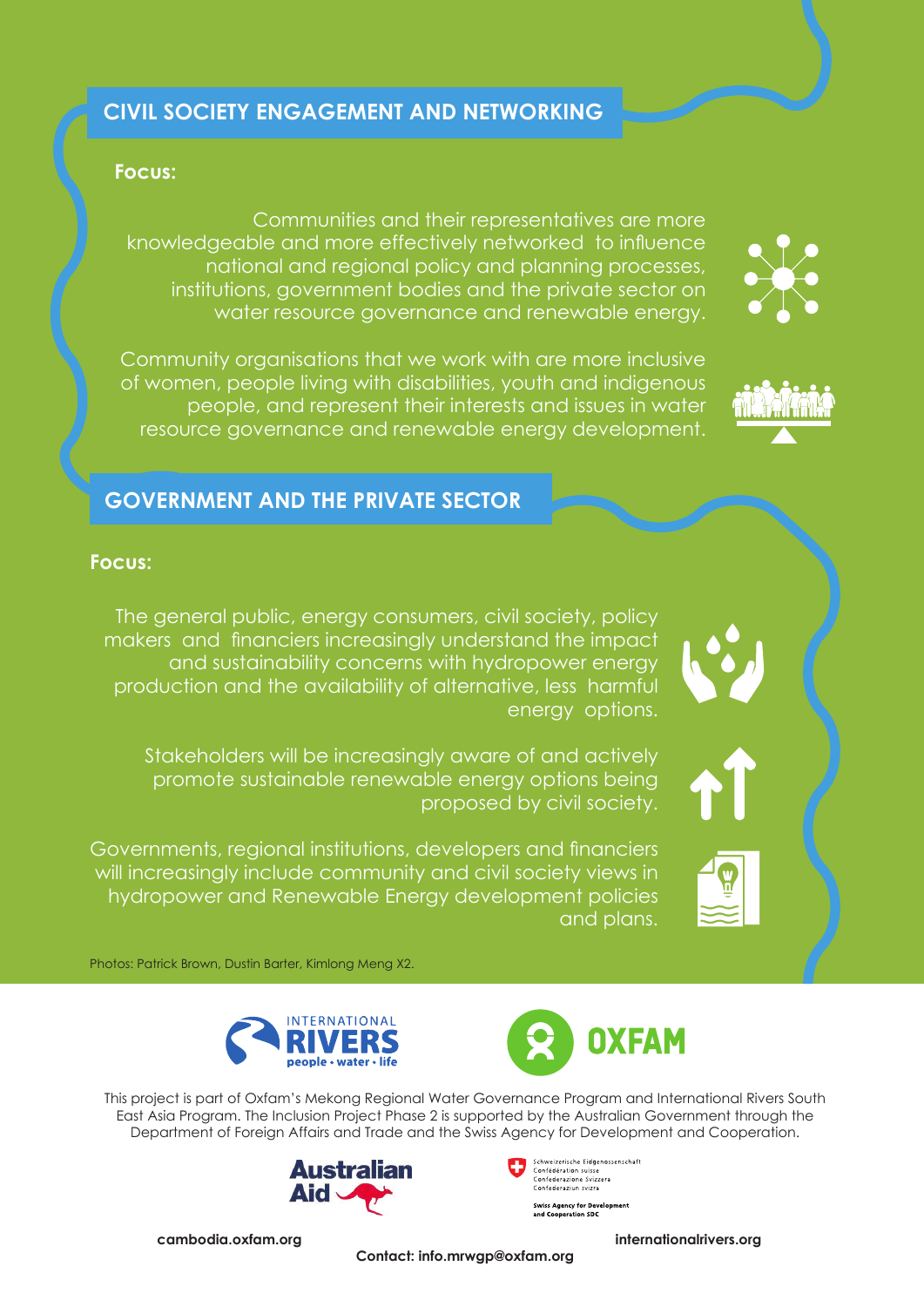## CIVIL SOCIETY ENGAGEMENT AND NETWORKING

**Focus:**

Communities and their representatives are more knowledgeable and more effectively networked to influence national and regional policy and planning processes, institutions, government bodies and the private sector on water resource governance and renewable energy.

Community organisations that we work with are more inclusive of women, people living with disabilities, youth and indigenous people, and represent their interests and issues in water resource governance and renewable energy development.

## GOVERNMENT AND THE PRIVATE SECTOR

**Focus:**

The general public, energy consumers, civil society, policy makers and financiers increasingly understand the impact and sustainability concerns with hydropower energy production and the availability of alternative, less harmful energy options.

Stakeholders will be increasingly aware of and actively promote sustainable renewable energy options being proposed by civil society.

Governments, regional institutions, developers and financiers will increasingly include community and civil society views in hydropower and Renewable Energy development policies and plans.

Photos: Patrick Brown, Dustin Barter, Kimlong Meng X2.

INTERNATIONAL RIVERS people • water • life

OXFAM

This project is part of Oxfam's Mekong Regional Water Governance Program and International Rivers South East Asia Program. The Inclusion Project Phase 2 is supported by the Australian Government through the Department of Foreign Affairs and Trade and the Swiss Agency for Development and Cooperation.

Australian Aid

Schweizerische Eidgenossenschaft
Confédération suisse
Confederazione Svizzera
Confederaziun svizra

Swiss Agency for Development and Cooperation SDC

cambodia.oxfam.org

internationalrivers.org

Contact: info.mrwgp@oxfam.org